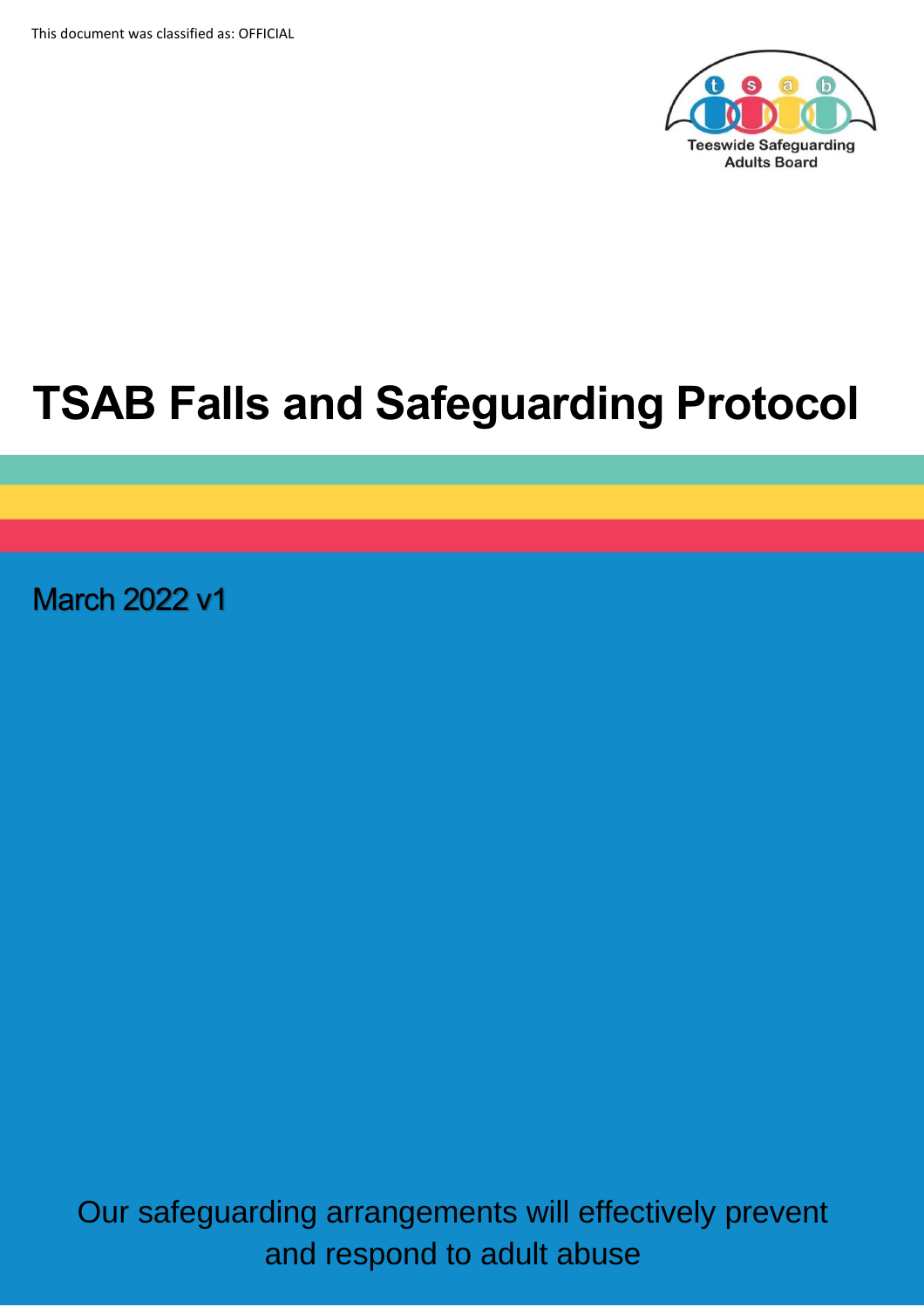This document was classified as: OFFICIAL

Teeswide Safeguarding Adults Board

# TSAB Falls and Safeguarding Protocol

March 2022 v1

Our safeguarding arrangements will effectively prevent and respond to adult abuse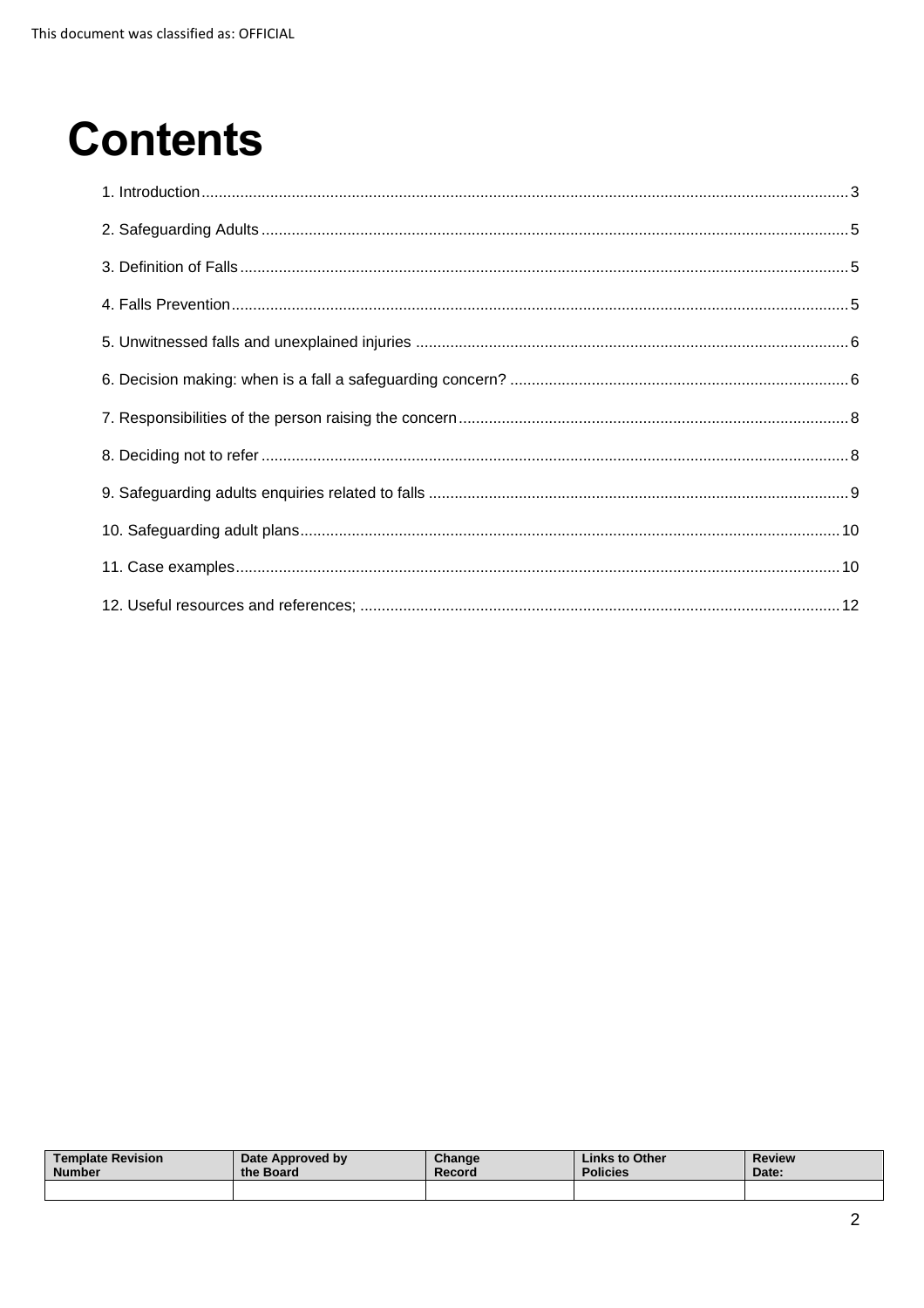# Contents

1. Introduction ..... 3
2. Safeguarding Adults ..... 5
3. Definition of Falls ..... 5
4. Falls Prevention ..... 5
5. Unwitnessed falls and unexplained injuries ..... 6
6. Decision making: when is a fall a safeguarding concern? ..... 6
7. Responsibilities of the person raising the concern ..... 8
8. Deciding not to refer ..... 8
9. Safeguarding adults enquiries related to falls ..... 9
10. Safeguarding adult plans ..... 10
11. Case examples ..... 10
12. Useful resources and references; ..... 12

| Template Revision Number | Date Approved by the Board | Change Record | Links to Other Policies | Review Date: |
| --- | --- | --- | --- | --- |
| | | | | |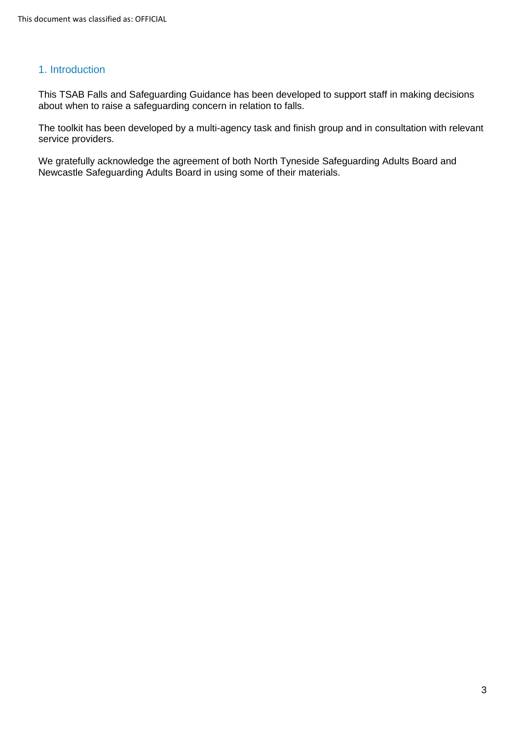## 1. Introduction

This TSAB Falls and Safeguarding Guidance has been developed to support staff in making decisions about when to raise a safeguarding concern in relation to falls.

The toolkit has been developed by a multi-agency task and finish group and in consultation with relevant service providers.

We gratefully acknowledge the agreement of both North Tyneside Safeguarding Adults Board and Newcastle Safeguarding Adults Board in using some of their materials.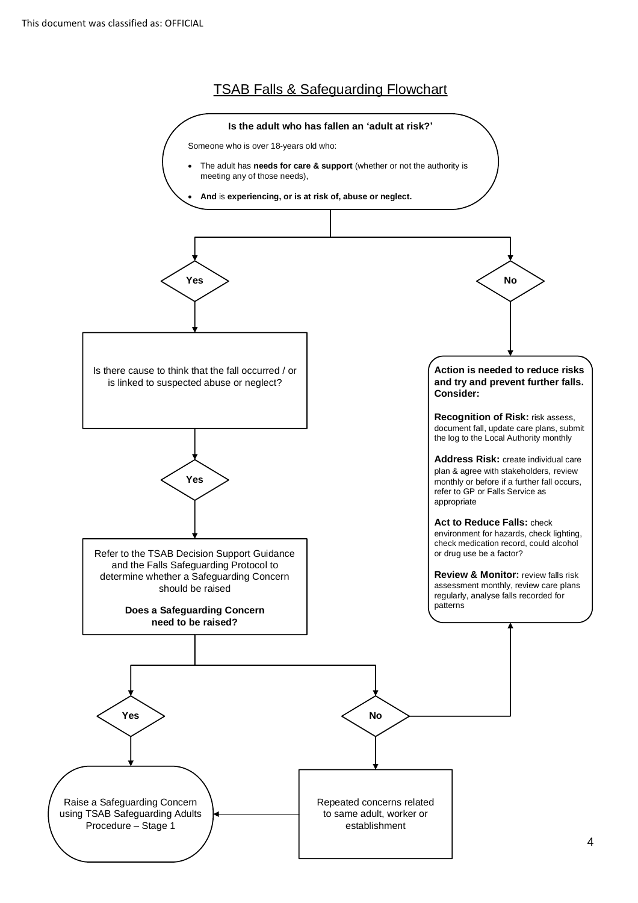## TSAB Falls & Safeguarding Flowchart

**Is the adult who has fallen an 'adult at risk?'**

Someone who is over 18-years old who:

- The adult has **needs for care & support** (whether or not the authority is meeting any of those needs),
- **And** is **experiencing, or is at risk of, abuse or neglect.**

**Yes**

Is there cause to think that the fall occurred / or is linked to suspected abuse or neglect?

**Yes**

Refer to the TSAB Decision Support Guidance and the Falls Safeguarding Protocol to determine whether a Safeguarding Concern should be raised

**Does a Safeguarding Concern need to be raised?**

**Yes**

Raise a Safeguarding Concern using TSAB Safeguarding Adults Procedure – Stage 1

**No**

Repeated concerns related to same adult, worker or establishment (→ Raise a Safeguarding Concern using TSAB Safeguarding Adults Procedure – Stage 1)

(→ Action is needed to reduce risks and try and prevent further falls)

**No**

**Action is needed to reduce risks and try and prevent further falls. Consider:**

**Recognition of Risk:** risk assess, document fall, update care plans, submit the log to the Local Authority monthly

**Address Risk:** create individual care plan & agree with stakeholders, review monthly or before if a further fall occurs, refer to GP or Falls Service as appropriate

**Act to Reduce Falls:** check environment for hazards, check lighting, check medication record, could alcohol or drug use be a factor?

**Review & Monitor:** review falls risk assessment monthly, review care plans regularly, analyse falls recorded for patterns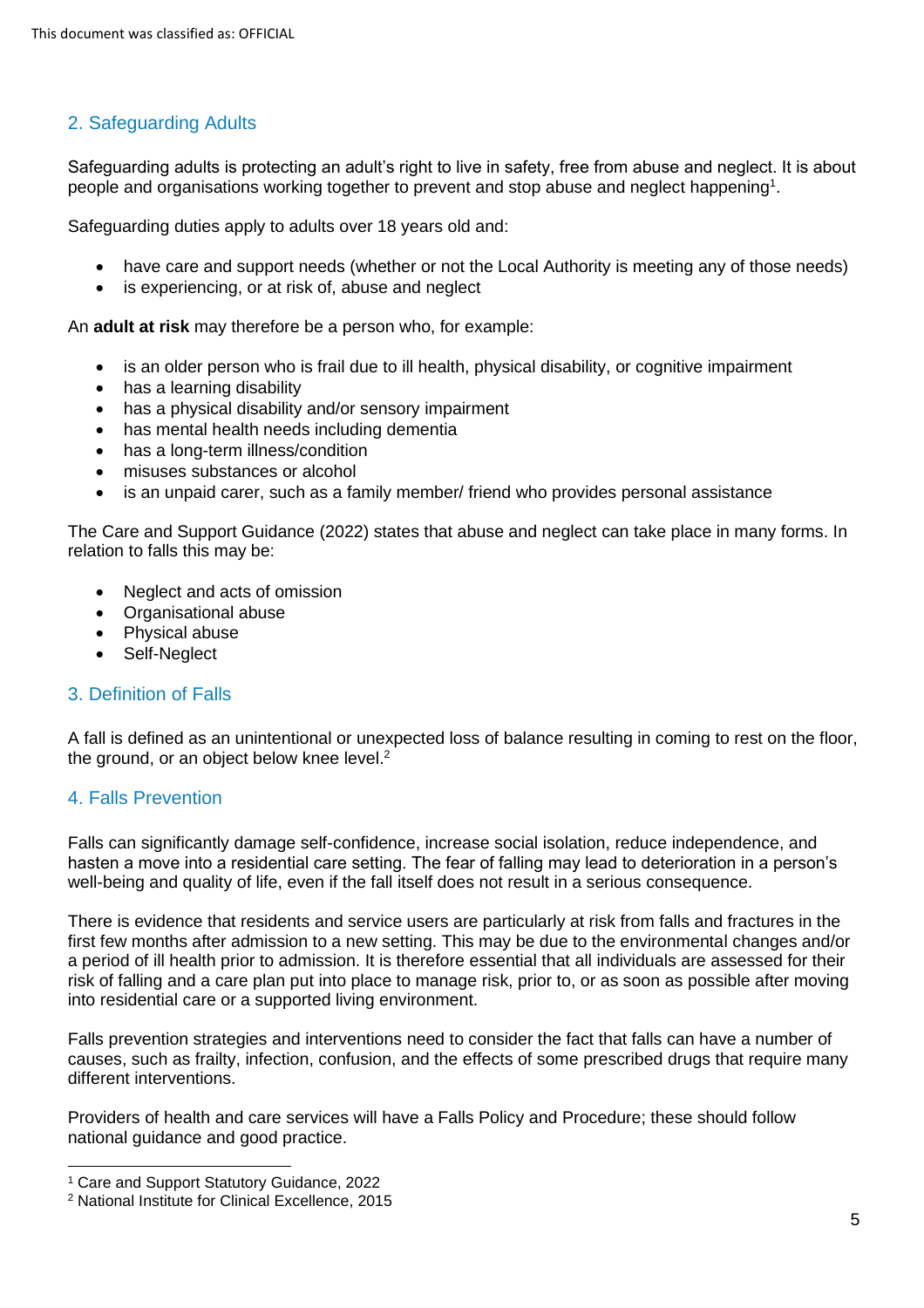## 2. Safeguarding Adults

Safeguarding adults is protecting an adult's right to live in safety, free from abuse and neglect. It is about people and organisations working together to prevent and stop abuse and neglect happening[1].

Safeguarding duties apply to adults over 18 years old and:

- have care and support needs (whether or not the Local Authority is meeting any of those needs)
- is experiencing, or at risk of, abuse and neglect

An **adult at risk** may therefore be a person who, for example:

- is an older person who is frail due to ill health, physical disability, or cognitive impairment
- has a learning disability
- has a physical disability and/or sensory impairment
- has mental health needs including dementia
- has a long-term illness/condition
- misuses substances or alcohol
- is an unpaid carer, such as a family member/ friend who provides personal assistance

The Care and Support Guidance (2022) states that abuse and neglect can take place in many forms. In relation to falls this may be:

- Neglect and acts of omission
- Organisational abuse
- Physical abuse
- Self-Neglect

## 3. Definition of Falls

A fall is defined as an unintentional or unexpected loss of balance resulting in coming to rest on the floor, the ground, or an object below knee level.[2]

## 4. Falls Prevention

Falls can significantly damage self-confidence, increase social isolation, reduce independence, and hasten a move into a residential care setting. The fear of falling may lead to deterioration in a person's well-being and quality of life, even if the fall itself does not result in a serious consequence.

There is evidence that residents and service users are particularly at risk from falls and fractures in the first few months after admission to a new setting. This may be due to the environmental changes and/or a period of ill health prior to admission. It is therefore essential that all individuals are assessed for their risk of falling and a care plan put into place to manage risk, prior to, or as soon as possible after moving into residential care or a supported living environment.

Falls prevention strategies and interventions need to consider the fact that falls can have a number of causes, such as frailty, infection, confusion, and the effects of some prescribed drugs that require many different interventions.

Providers of health and care services will have a Falls Policy and Procedure; these should follow national guidance and good practice.

---

[1] Care and Support Statutory Guidance, 2022

[2] National Institute for Clinical Excellence, 2015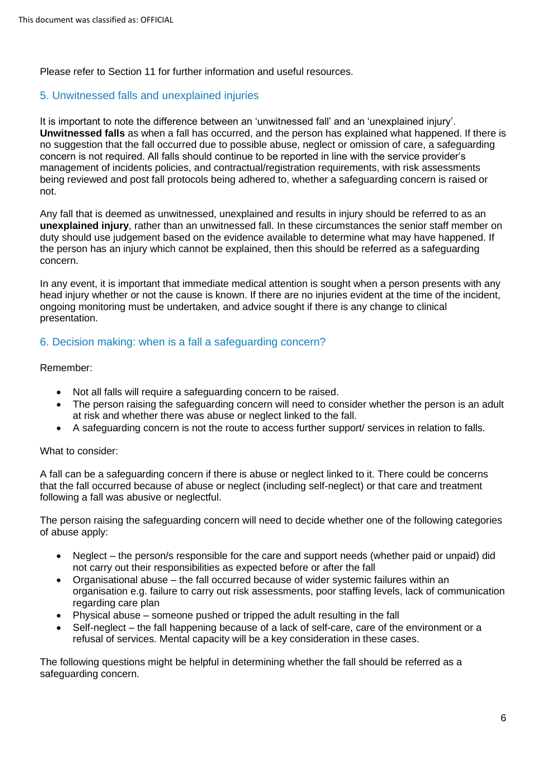Please refer to Section 11 for further information and useful resources.

## 5. Unwitnessed falls and unexplained injuries

It is important to note the difference between an 'unwitnessed fall' and an 'unexplained injury'. **Unwitnessed falls** as when a fall has occurred, and the person has explained what happened. If there is no suggestion that the fall occurred due to possible abuse, neglect or omission of care, a safeguarding concern is not required. All falls should continue to be reported in line with the service provider's management of incidents policies, and contractual/registration requirements, with risk assessments being reviewed and post fall protocols being adhered to, whether a safeguarding concern is raised or not.

Any fall that is deemed as unwitnessed, unexplained and results in injury should be referred to as an **unexplained injury**, rather than an unwitnessed fall. In these circumstances the senior staff member on duty should use judgement based on the evidence available to determine what may have happened. If the person has an injury which cannot be explained, then this should be referred as a safeguarding concern.

In any event, it is important that immediate medical attention is sought when a person presents with any head injury whether or not the cause is known. If there are no injuries evident at the time of the incident, ongoing monitoring must be undertaken, and advice sought if there is any change to clinical presentation.

## 6. Decision making: when is a fall a safeguarding concern?

Remember:

- Not all falls will require a safeguarding concern to be raised.
- The person raising the safeguarding concern will need to consider whether the person is an adult at risk and whether there was abuse or neglect linked to the fall.
- A safeguarding concern is not the route to access further support/ services in relation to falls.

What to consider:

A fall can be a safeguarding concern if there is abuse or neglect linked to it. There could be concerns that the fall occurred because of abuse or neglect (including self-neglect) or that care and treatment following a fall was abusive or neglectful.

The person raising the safeguarding concern will need to decide whether one of the following categories of abuse apply:

- Neglect – the person/s responsible for the care and support needs (whether paid or unpaid) did not carry out their responsibilities as expected before or after the fall
- Organisational abuse – the fall occurred because of wider systemic failures within an organisation e.g. failure to carry out risk assessments, poor staffing levels, lack of communication regarding care plan
- Physical abuse – someone pushed or tripped the adult resulting in the fall
- Self-neglect – the fall happening because of a lack of self-care, care of the environment or a refusal of services. Mental capacity will be a key consideration in these cases.

The following questions might be helpful in determining whether the fall should be referred as a safeguarding concern.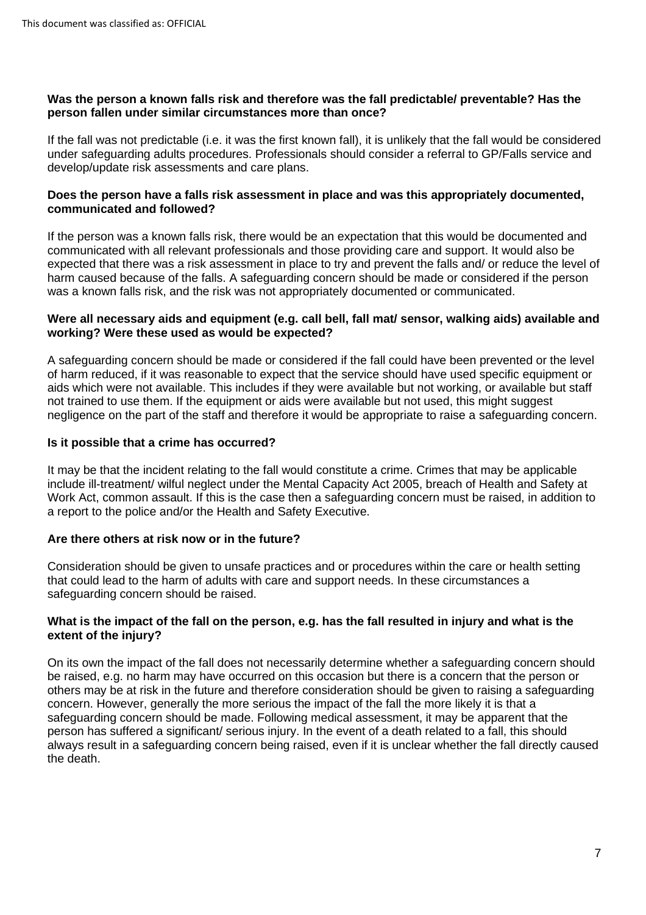**Was the person a known falls risk and therefore was the fall predictable/ preventable? Has the person fallen under similar circumstances more than once?**

If the fall was not predictable (i.e. it was the first known fall), it is unlikely that the fall would be considered under safeguarding adults procedures. Professionals should consider a referral to GP/Falls service and develop/update risk assessments and care plans.

**Does the person have a falls risk assessment in place and was this appropriately documented, communicated and followed?**

If the person was a known falls risk, there would be an expectation that this would be documented and communicated with all relevant professionals and those providing care and support. It would also be expected that there was a risk assessment in place to try and prevent the falls and/ or reduce the level of harm caused because of the falls. A safeguarding concern should be made or considered if the person was a known falls risk, and the risk was not appropriately documented or communicated.

**Were all necessary aids and equipment (e.g. call bell, fall mat/ sensor, walking aids) available and working? Were these used as would be expected?**

A safeguarding concern should be made or considered if the fall could have been prevented or the level of harm reduced, if it was reasonable to expect that the service should have used specific equipment or aids which were not available. This includes if they were available but not working, or available but staff not trained to use them. If the equipment or aids were available but not used, this might suggest negligence on the part of the staff and therefore it would be appropriate to raise a safeguarding concern.

**Is it possible that a crime has occurred?**

It may be that the incident relating to the fall would constitute a crime. Crimes that may be applicable include ill-treatment/ wilful neglect under the Mental Capacity Act 2005, breach of Health and Safety at Work Act, common assault. If this is the case then a safeguarding concern must be raised, in addition to a report to the police and/or the Health and Safety Executive.

**Are there others at risk now or in the future?**

Consideration should be given to unsafe practices and or procedures within the care or health setting that could lead to the harm of adults with care and support needs. In these circumstances a safeguarding concern should be raised.

**What is the impact of the fall on the person, e.g. has the fall resulted in injury and what is the extent of the injury?**

On its own the impact of the fall does not necessarily determine whether a safeguarding concern should be raised, e.g. no harm may have occurred on this occasion but there is a concern that the person or others may be at risk in the future and therefore consideration should be given to raising a safeguarding concern. However, generally the more serious the impact of the fall the more likely it is that a safeguarding concern should be made. Following medical assessment, it may be apparent that the person has suffered a significant/ serious injury. In the event of a death related to a fall, this should always result in a safeguarding concern being raised, even if it is unclear whether the fall directly caused the death.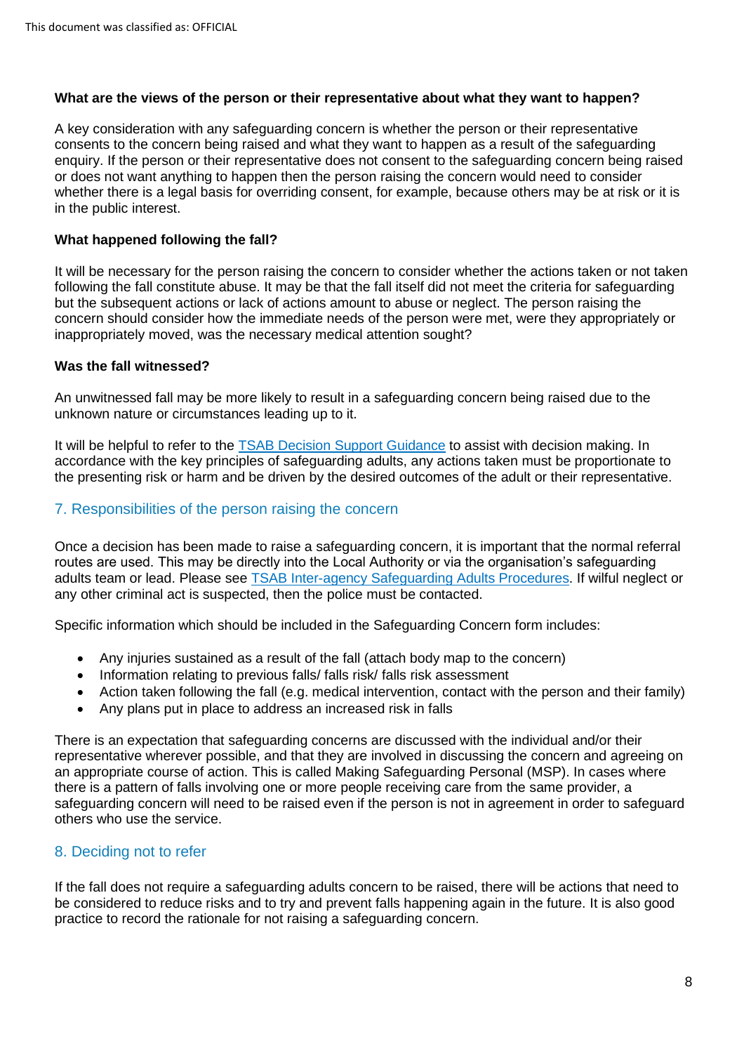**What are the views of the person or their representative about what they want to happen?**

A key consideration with any safeguarding concern is whether the person or their representative consents to the concern being raised and what they want to happen as a result of the safeguarding enquiry. If the person or their representative does not consent to the safeguarding concern being raised or does not want anything to happen then the person raising the concern would need to consider whether there is a legal basis for overriding consent, for example, because others may be at risk or it is in the public interest.

**What happened following the fall?**

It will be necessary for the person raising the concern to consider whether the actions taken or not taken following the fall constitute abuse. It may be that the fall itself did not meet the criteria for safeguarding but the subsequent actions or lack of actions amount to abuse or neglect. The person raising the concern should consider how the immediate needs of the person were met, were they appropriately or inappropriately moved, was the necessary medical attention sought?

**Was the fall witnessed?**

An unwitnessed fall may be more likely to result in a safeguarding concern being raised due to the unknown nature or circumstances leading up to it.

It will be helpful to refer to the TSAB Decision Support Guidance to assist with decision making. In accordance with the key principles of safeguarding adults, any actions taken must be proportionate to the presenting risk or harm and be driven by the desired outcomes of the adult or their representative.

## 7. Responsibilities of the person raising the concern

Once a decision has been made to raise a safeguarding concern, it is important that the normal referral routes are used. This may be directly into the Local Authority or via the organisation's safeguarding adults team or lead. Please see TSAB Inter-agency Safeguarding Adults Procedures. If wilful neglect or any other criminal act is suspected, then the police must be contacted.

Specific information which should be included in the Safeguarding Concern form includes:

- Any injuries sustained as a result of the fall (attach body map to the concern)
- Information relating to previous falls/ falls risk/ falls risk assessment
- Action taken following the fall (e.g. medical intervention, contact with the person and their family)
- Any plans put in place to address an increased risk in falls

There is an expectation that safeguarding concerns are discussed with the individual and/or their representative wherever possible, and that they are involved in discussing the concern and agreeing on an appropriate course of action. This is called Making Safeguarding Personal (MSP). In cases where there is a pattern of falls involving one or more people receiving care from the same provider, a safeguarding concern will need to be raised even if the person is not in agreement in order to safeguard others who use the service.

## 8. Deciding not to refer

If the fall does not require a safeguarding adults concern to be raised, there will be actions that need to be considered to reduce risks and to try and prevent falls happening again in the future. It is also good practice to record the rationale for not raising a safeguarding concern.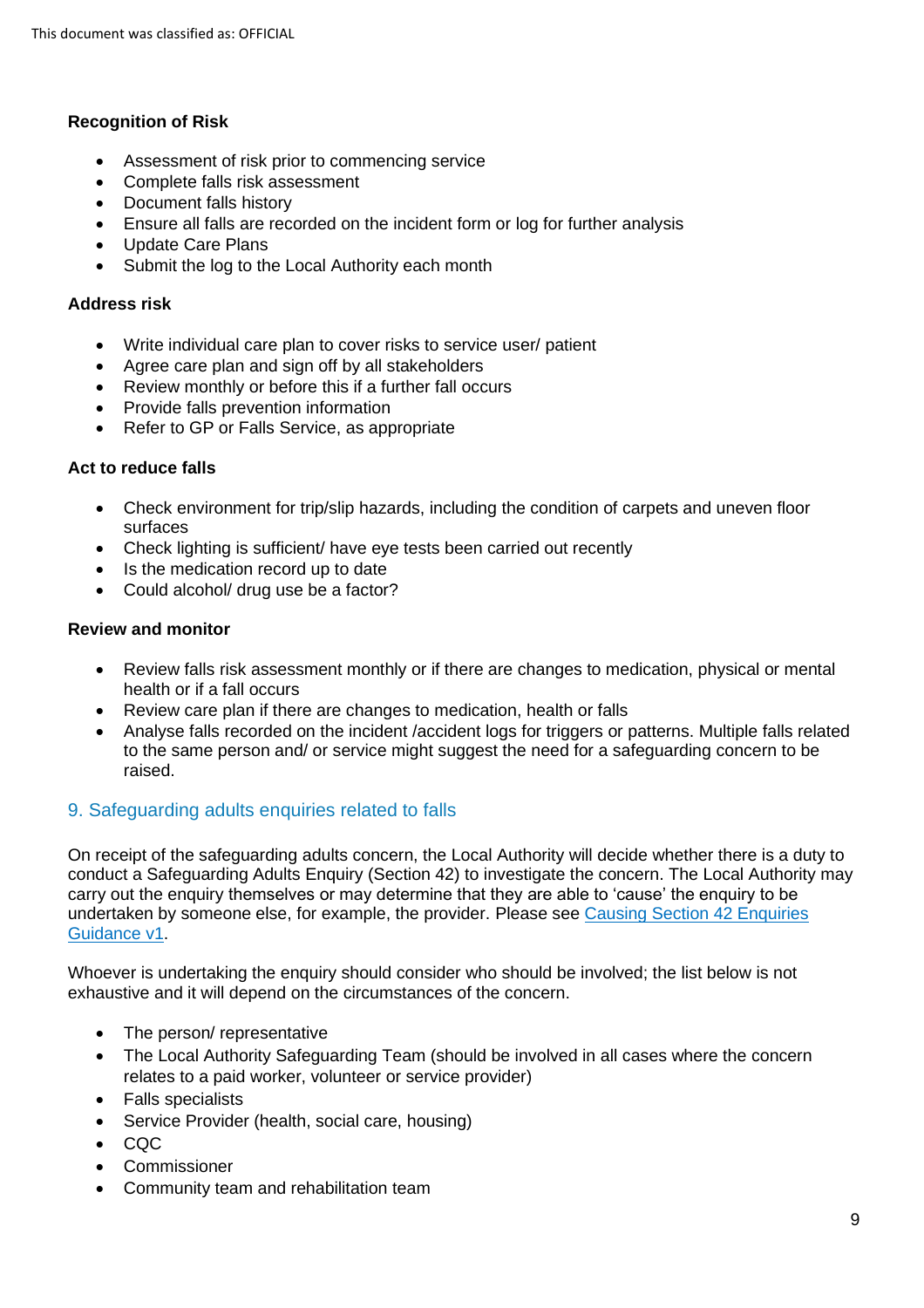**Recognition of Risk**

- Assessment of risk prior to commencing service
- Complete falls risk assessment
- Document falls history
- Ensure all falls are recorded on the incident form or log for further analysis
- Update Care Plans
- Submit the log to the Local Authority each month

**Address risk**

- Write individual care plan to cover risks to service user/ patient
- Agree care plan and sign off by all stakeholders
- Review monthly or before this if a further fall occurs
- Provide falls prevention information
- Refer to GP or Falls Service, as appropriate

**Act to reduce falls**

- Check environment for trip/slip hazards, including the condition of carpets and uneven floor surfaces
- Check lighting is sufficient/ have eye tests been carried out recently
- Is the medication record up to date
- Could alcohol/ drug use be a factor?

**Review and monitor**

- Review falls risk assessment monthly or if there are changes to medication, physical or mental health or if a fall occurs
- Review care plan if there are changes to medication, health or falls
- Analyse falls recorded on the incident /accident logs for triggers or patterns. Multiple falls related to the same person and/ or service might suggest the need for a safeguarding concern to be raised.

## 9. Safeguarding adults enquiries related to falls

On receipt of the safeguarding adults concern, the Local Authority will decide whether there is a duty to conduct a Safeguarding Adults Enquiry (Section 42) to investigate the concern. The Local Authority may carry out the enquiry themselves or may determine that they are able to 'cause' the enquiry to be undertaken by someone else, for example, the provider. Please see Causing Section 42 Enquiries Guidance v1.

Whoever is undertaking the enquiry should consider who should be involved; the list below is not exhaustive and it will depend on the circumstances of the concern.

- The person/ representative
- The Local Authority Safeguarding Team (should be involved in all cases where the concern relates to a paid worker, volunteer or service provider)
- Falls specialists
- Service Provider (health, social care, housing)
- CQC
- Commissioner
- Community team and rehabilitation team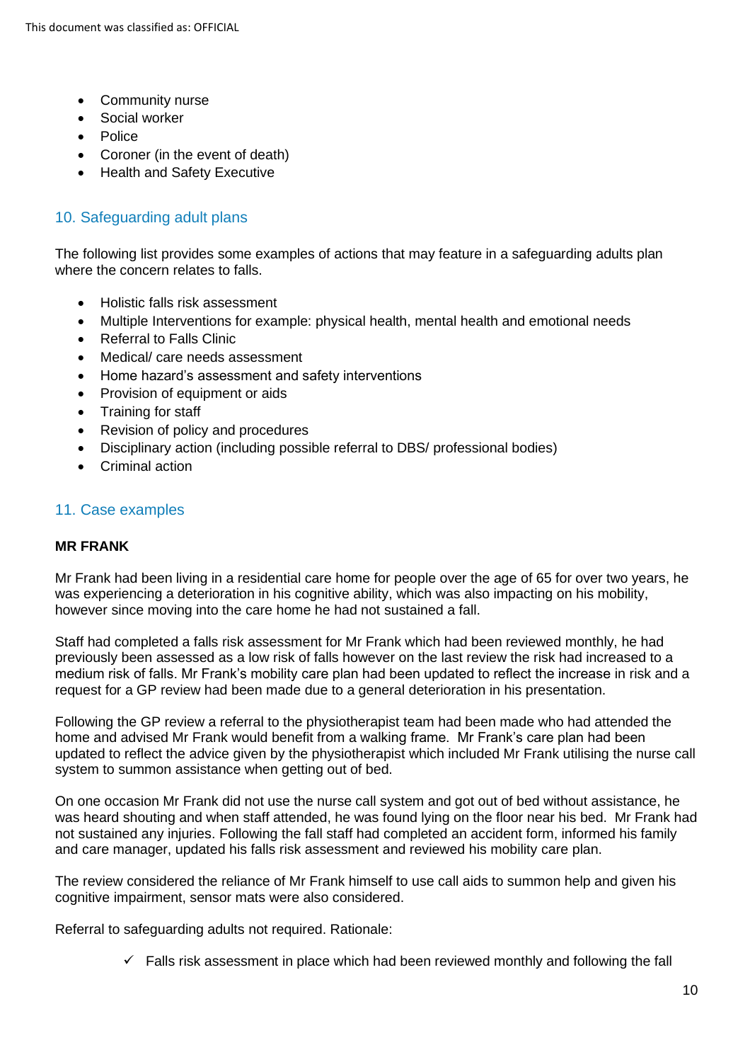- Community nurse
- Social worker
- Police
- Coroner (in the event of death)
- Health and Safety Executive

## 10. Safeguarding adult plans

The following list provides some examples of actions that may feature in a safeguarding adults plan where the concern relates to falls.

- Holistic falls risk assessment
- Multiple Interventions for example: physical health, mental health and emotional needs
- Referral to Falls Clinic
- Medical/ care needs assessment
- Home hazard's assessment and safety interventions
- Provision of equipment or aids
- Training for staff
- Revision of policy and procedures
- Disciplinary action (including possible referral to DBS/ professional bodies)
- Criminal action

## 11. Case examples

**MR FRANK**

Mr Frank had been living in a residential care home for people over the age of 65 for over two years, he was experiencing a deterioration in his cognitive ability, which was also impacting on his mobility, however since moving into the care home he had not sustained a fall.

Staff had completed a falls risk assessment for Mr Frank which had been reviewed monthly, he had previously been assessed as a low risk of falls however on the last review the risk had increased to a medium risk of falls. Mr Frank's mobility care plan had been updated to reflect the increase in risk and a request for a GP review had been made due to a general deterioration in his presentation.

Following the GP review a referral to the physiotherapist team had been made who had attended the home and advised Mr Frank would benefit from a walking frame. Mr Frank's care plan had been updated to reflect the advice given by the physiotherapist which included Mr Frank utilising the nurse call system to summon assistance when getting out of bed.

On one occasion Mr Frank did not use the nurse call system and got out of bed without assistance, he was heard shouting and when staff attended, he was found lying on the floor near his bed. Mr Frank had not sustained any injuries. Following the fall staff had completed an accident form, informed his family and care manager, updated his falls risk assessment and reviewed his mobility care plan.

The review considered the reliance of Mr Frank himself to use call aids to summon help and given his cognitive impairment, sensor mats were also considered.

Referral to safeguarding adults not required. Rationale:

- ✓ Falls risk assessment in place which had been reviewed monthly and following the fall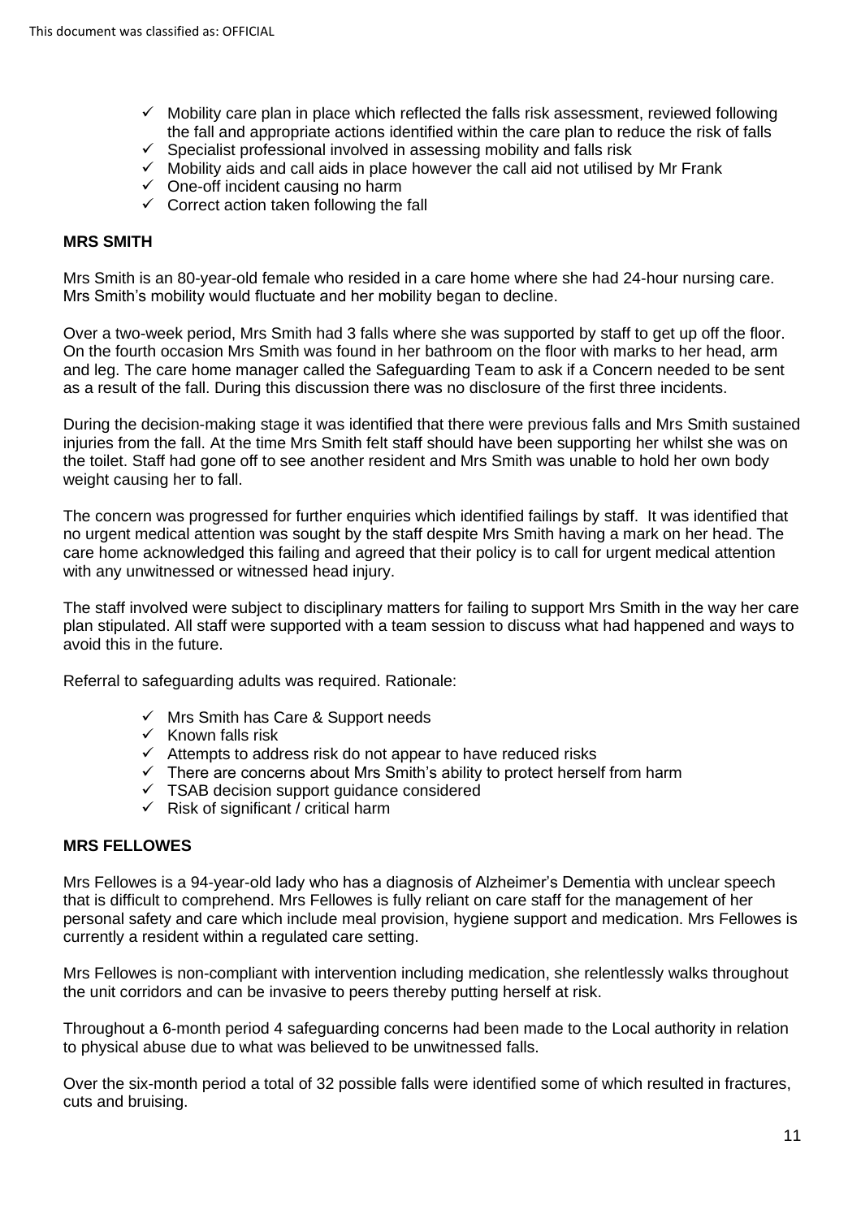- ✓ Mobility care plan in place which reflected the falls risk assessment, reviewed following the fall and appropriate actions identified within the care plan to reduce the risk of falls
- ✓ Specialist professional involved in assessing mobility and falls risk
- ✓ Mobility aids and call aids in place however the call aid not utilised by Mr Frank
- ✓ One-off incident causing no harm
- ✓ Correct action taken following the fall

**MRS SMITH**

Mrs Smith is an 80-year-old female who resided in a care home where she had 24-hour nursing care. Mrs Smith's mobility would fluctuate and her mobility began to decline.

Over a two-week period, Mrs Smith had 3 falls where she was supported by staff to get up off the floor. On the fourth occasion Mrs Smith was found in her bathroom on the floor with marks to her head, arm and leg. The care home manager called the Safeguarding Team to ask if a Concern needed to be sent as a result of the fall. During this discussion there was no disclosure of the first three incidents.

During the decision-making stage it was identified that there were previous falls and Mrs Smith sustained injuries from the fall. At the time Mrs Smith felt staff should have been supporting her whilst she was on the toilet. Staff had gone off to see another resident and Mrs Smith was unable to hold her own body weight causing her to fall.

The concern was progressed for further enquiries which identified failings by staff. It was identified that no urgent medical attention was sought by the staff despite Mrs Smith having a mark on her head. The care home acknowledged this failing and agreed that their policy is to call for urgent medical attention with any unwitnessed or witnessed head injury.

The staff involved were subject to disciplinary matters for failing to support Mrs Smith in the way her care plan stipulated. All staff were supported with a team session to discuss what had happened and ways to avoid this in the future.

Referral to safeguarding adults was required. Rationale:

- ✓ Mrs Smith has Care & Support needs
- ✓ Known falls risk
- ✓ Attempts to address risk do not appear to have reduced risks
- ✓ There are concerns about Mrs Smith's ability to protect herself from harm
- ✓ TSAB decision support guidance considered
- ✓ Risk of significant / critical harm

**MRS FELLOWES**

Mrs Fellowes is a 94-year-old lady who has a diagnosis of Alzheimer's Dementia with unclear speech that is difficult to comprehend. Mrs Fellowes is fully reliant on care staff for the management of her personal safety and care which include meal provision, hygiene support and medication. Mrs Fellowes is currently a resident within a regulated care setting.

Mrs Fellowes is non-compliant with intervention including medication, she relentlessly walks throughout the unit corridors and can be invasive to peers thereby putting herself at risk.

Throughout a 6-month period 4 safeguarding concerns had been made to the Local authority in relation to physical abuse due to what was believed to be unwitnessed falls.

Over the six-month period a total of 32 possible falls were identified some of which resulted in fractures, cuts and bruising.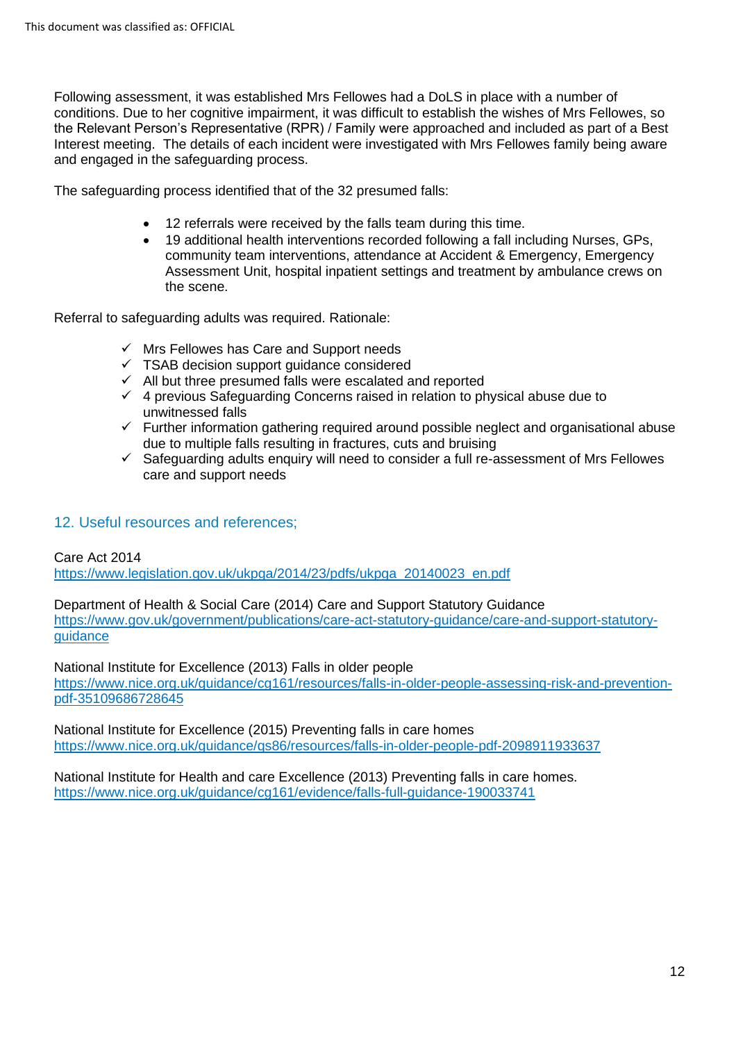Following assessment, it was established Mrs Fellowes had a DoLS in place with a number of conditions. Due to her cognitive impairment, it was difficult to establish the wishes of Mrs Fellowes, so the Relevant Person's Representative (RPR) / Family were approached and included as part of a Best Interest meeting. The details of each incident were investigated with Mrs Fellowes family being aware and engaged in the safeguarding process.

The safeguarding process identified that of the 32 presumed falls:

- 12 referrals were received by the falls team during this time.
- 19 additional health interventions recorded following a fall including Nurses, GPs, community team interventions, attendance at Accident & Emergency, Emergency Assessment Unit, hospital inpatient settings and treatment by ambulance crews on the scene.

Referral to safeguarding adults was required. Rationale:

- ✓ Mrs Fellowes has Care and Support needs
- ✓ TSAB decision support guidance considered
- ✓ All but three presumed falls were escalated and reported
- ✓ 4 previous Safeguarding Concerns raised in relation to physical abuse due to unwitnessed falls
- ✓ Further information gathering required around possible neglect and organisational abuse due to multiple falls resulting in fractures, cuts and bruising
- ✓ Safeguarding adults enquiry will need to consider a full re-assessment of Mrs Fellowes care and support needs

## 12. Useful resources and references;

Care Act 2014
https://www.legislation.gov.uk/ukpga/2014/23/pdfs/ukpga_20140023_en.pdf

Department of Health & Social Care (2014) Care and Support Statutory Guidance
https://www.gov.uk/government/publications/care-act-statutory-guidance/care-and-support-statutory-guidance

National Institute for Excellence (2013) Falls in older people
https://www.nice.org.uk/guidance/cg161/resources/falls-in-older-people-assessing-risk-and-prevention-pdf-35109686728645

National Institute for Excellence (2015) Preventing falls in care homes
https://www.nice.org.uk/guidance/qs86/resources/falls-in-older-people-pdf-2098911933637

National Institute for Health and care Excellence (2013) Preventing falls in care homes.
https://www.nice.org.uk/guidance/cg161/evidence/falls-full-guidance-190033741